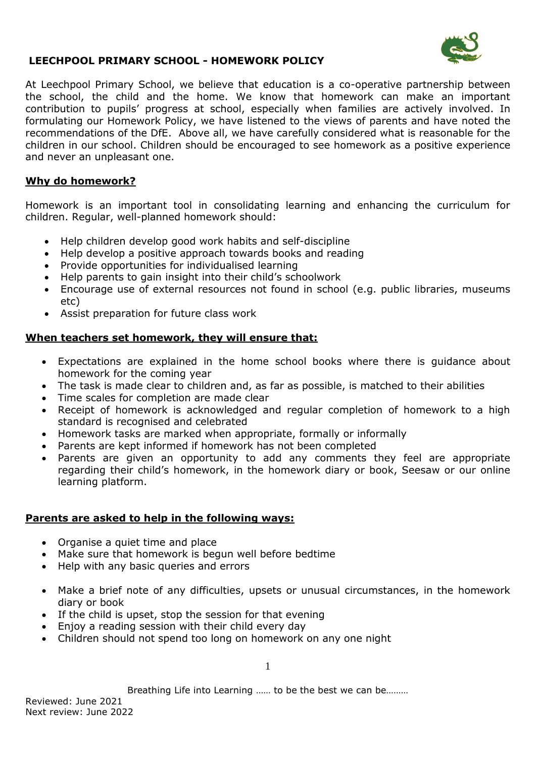# LEECHPOOL PRIMARY SCHOOL - HOMEWORK POLICY

At Leechpool Primary School, we believe that education is a co-operative partnership between the school, the child and the home. We know that homework can make an important contribution to pupils' progress at school, especially when families are actively involved. In formulating our Homework Policy, we have listened to the views of parents and have noted the recommendations of the DfE. Above all, we have carefully considered what is reasonable for the children in our school. Children should be encouraged to see homework as a positive experience and never an unpleasant one.

## Why do homework?

Homework is an important tool in consolidating learning and enhancing the curriculum for children. Regular, well-planned homework should:

- Help children develop good work habits and self-discipline
- Help develop a positive approach towards books and reading
- Provide opportunities for individualised learning
- Help parents to gain insight into their child's schoolwork
- Encourage use of external resources not found in school (e.g. public libraries, museums etc)
- Assist preparation for future class work

## When teachers set homework, they will ensure that:

- Expectations are explained in the home school books where there is guidance about homework for the coming year
- The task is made clear to children and, as far as possible, is matched to their abilities
- Time scales for completion are made clear
- Receipt of homework is acknowledged and regular completion of homework to a high standard is recognised and celebrated
- Homework tasks are marked when appropriate, formally or informally
- Parents are kept informed if homework has not been completed
- Parents are given an opportunity to add any comments they feel are appropriate regarding their child's homework, in the homework diary or book, Seesaw or our online learning platform.

## Parents are asked to help in the following ways:

- Organise a quiet time and place
- Make sure that homework is begun well before bedtime
- Help with any basic queries and errors
- Make a brief note of any difficulties, upsets or unusual circumstances, in the homework diary or book
- If the child is upset, stop the session for that evening
- Enjoy a reading session with their child every day
- Children should not spend too long on homework on any one night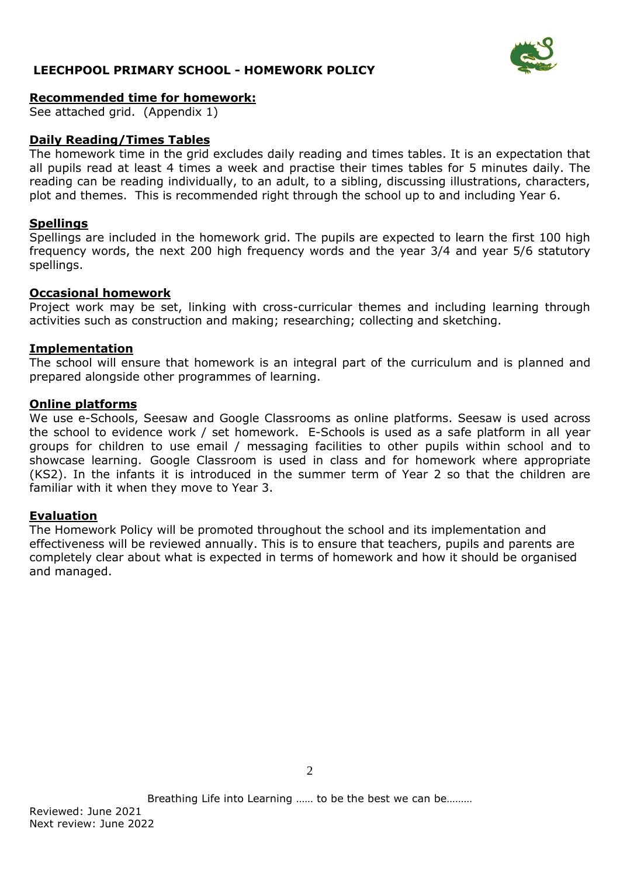## LEECHPOOL PRIMARY SCHOOL - HOMEWORK POLICY

**Recommended time for homework:**

See attached grid. (Appendix 1)

**Daily Reading/Times Tables**

The homework time in the grid excludes daily reading and times tables. It is an expectation that all pupils read at least 4 times a week and practise their times tables for 5 minutes daily. The reading can be reading individually, to an adult, to a sibling, discussing illustrations, characters, plot and themes. This is recommended right through the school up to and including Year 6.

**Spellings**

Spellings are included in the homework grid. The pupils are expected to learn the first 100 high frequency words, the next 200 high frequency words and the year 3/4 and year 5/6 statutory spellings.

**Occasional homework**

Project work may be set, linking with cross-curricular themes and including learning through activities such as construction and making; researching; collecting and sketching.

**Implementation**

The school will ensure that homework is an integral part of the curriculum and is planned and prepared alongside other programmes of learning.

**Online platforms**

We use e-Schools, Seesaw and Google Classrooms as online platforms. Seesaw is used across the school to evidence work / set homework. E-Schools is used as a safe platform in all year groups for children to use email / messaging facilities to other pupils within school and to showcase learning. Google Classroom is used in class and for homework where appropriate (KS2). In the infants it is introduced in the summer term of Year 2 so that the children are familiar with it when they move to Year 3.

**Evaluation**

The Homework Policy will be promoted throughout the school and its implementation and effectiveness will be reviewed annually. This is to ensure that teachers, pupils and parents are completely clear about what is expected in terms of homework and how it should be organised and managed.

Breathing Life into Learning …… to be the best we can be………

Reviewed: June 2021
Next review: June 2022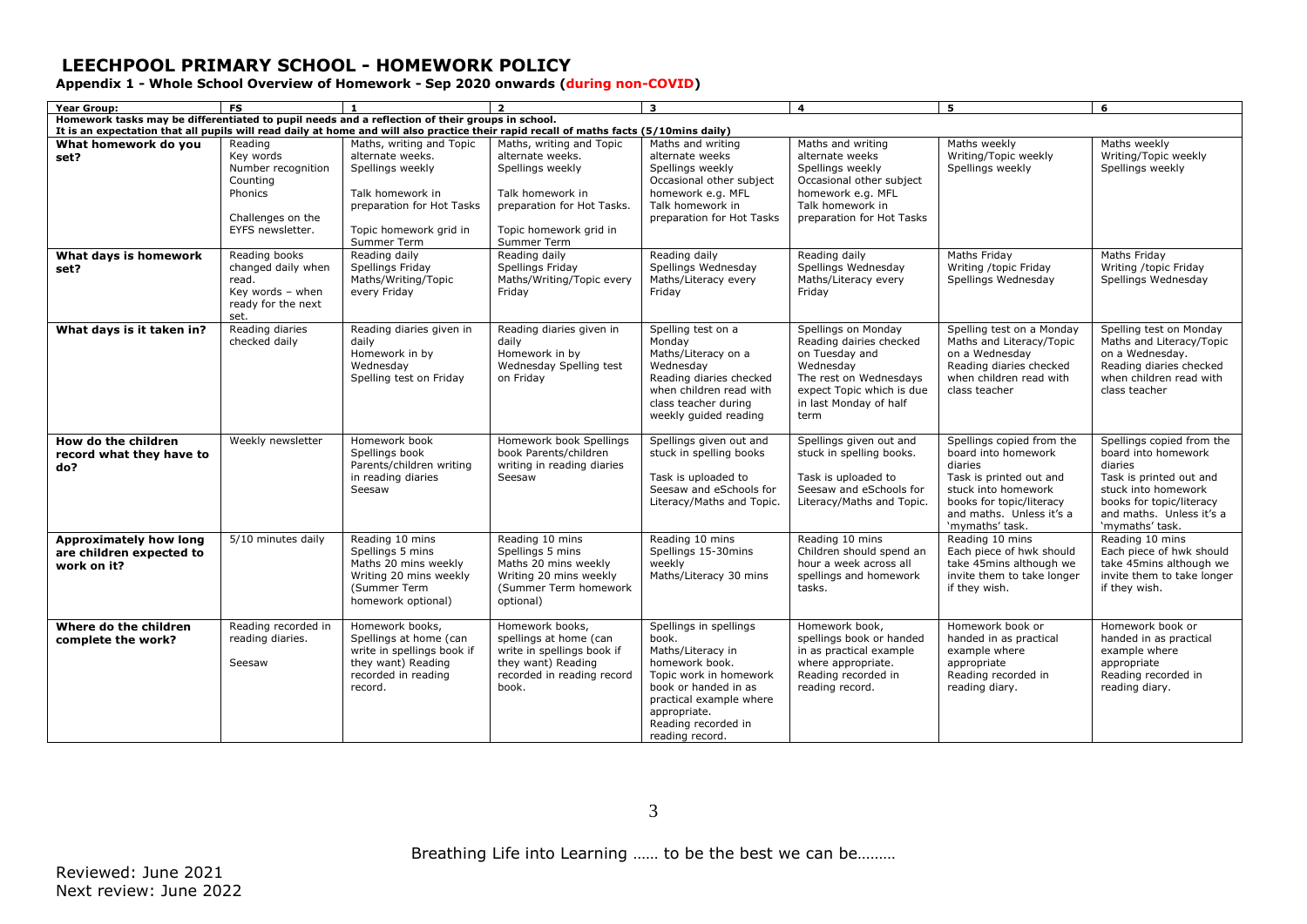# LEECHPOOL PRIMARY SCHOOL - HOMEWORK POLICY

**Appendix 1 - Whole School Overview of Homework - Sep 2020 onwards (during non-COVID)**

| Year Group: | FS | 1 | 2 | 3 | 4 | 5 | 6 |
|---|---|---|---|---|---|---|---|
| **Homework tasks may be differentiated to pupil needs and a reflection of their groups in school. It is an expectation that all pupils will read daily at home and will also practice their rapid recall of maths facts (5/10mins daily)** | | | | | | | |
| **What homework do you set?** | Reading Key words Number recognition Counting Phonics Challenges on the EYFS newsletter. | Maths, writing and Topic alternate weeks. Spellings weekly Talk homework in preparation for Hot Tasks Topic homework grid in Summer Term | Maths, writing and Topic alternate weeks. Spellings weekly Talk homework in preparation for Hot Tasks. Topic homework grid in Summer Term | Maths and writing alternate weeks Spellings weekly Occasional other subject homework e.g. MFL Talk homework in preparation for Hot Tasks | Maths and writing alternate weeks Spellings weekly Occasional other subject homework e.g. MFL Talk homework in preparation for Hot Tasks | Maths weekly Writing/Topic weekly Spellings weekly | Maths weekly Writing/Topic weekly Spellings weekly |
| **What days is homework set?** | Reading books changed daily when read. Key words – when ready for the next set. | Reading daily Spellings Friday Maths/Writing/Topic every Friday | Reading daily Spellings Friday Maths/Writing/Topic every Friday | Reading daily Spellings Wednesday Maths/Literacy every Friday | Reading daily Spellings Wednesday Maths/Literacy every Friday | Maths Friday Writing /topic Friday Spellings Wednesday | Maths Friday Writing /topic Friday Spellings Wednesday |
| **What days is it taken in?** | Reading diaries checked daily | Reading diaries given in daily Homework in by Wednesday Spelling test on Friday | Reading diaries given in daily Homework in by Wednesday Spelling test on Friday | Spelling test on a Monday Maths/Literacy on a Wednesday Reading diaries checked when children read with class teacher during weekly guided reading | Spellings on Monday Reading dairies checked on Tuesday and Wednesday The rest on Wednesdays expect Topic which is due in last Monday of half term | Spelling test on a Monday Maths and Literacy/Topic on a Wednesday Reading diaries checked when children read with class teacher | Spelling test on Monday Maths and Literacy/Topic on a Wednesday. Reading diaries checked when children read with class teacher |
| **How do the children record what they have to do?** | Weekly newsletter | Homework book Spellings book Parents/children writing in reading diaries Seesaw | Homework book Spellings book Parents/children writing in reading diaries Seesaw | Spellings given out and stuck in spelling books Task is uploaded to Seesaw and eSchools for Literacy/Maths and Topic. | Spellings given out and stuck in spelling books. Task is uploaded to Seesaw and eSchools for Literacy/Maths and Topic. | Spellings copied from the board into homework diaries Task is printed out and stuck into homework books for topic/literacy and maths. Unless it's a 'mymaths' task. | Spellings copied from the board into homework diaries Task is printed out and stuck into homework books for topic/literacy and maths. Unless it's a 'mymaths' task. |
| **Approximately how long are children expected to work on it?** | 5/10 minutes daily | Reading 10 mins Spellings 5 mins Maths 20 mins weekly Writing 20 mins weekly (Summer Term homework optional) | Reading 10 mins Spellings 5 mins Maths 20 mins weekly Writing 20 mins weekly (Summer Term homework optional) | Reading 10 mins Spellings 15-30mins weekly Maths/Literacy 30 mins | Reading 10 mins Children should spend an hour a week across all spellings and homework tasks. | Reading 10 mins Each piece of hwk should take 45mins although we invite them to take longer if they wish. | Reading 10 mins Each piece of hwk should take 45mins although we invite them to take longer if they wish. |
| **Where do the children complete the work?** | Reading recorded in reading diaries. Seesaw | Homework books, Spellings at home (can write in spellings book if they want) Reading recorded in reading record. | Homework books, spellings at home (can write in spellings book if they want) Reading recorded in reading record book. | Spellings in spellings book. Maths/Literacy in homework book. Topic work in homework book or handed in as practical example where appropriate. Reading recorded in reading record. | Homework book, spellings book or handed in as practical example where appropriate. Reading recorded in reading record. | Homework book or handed in as practical example where appropriate Reading recorded in reading diary. | Homework book or handed in as practical example where appropriate Reading recorded in reading diary. |

Breathing Life into Learning …… to be the best we can be………

Reviewed: June 2021
Next review: June 2022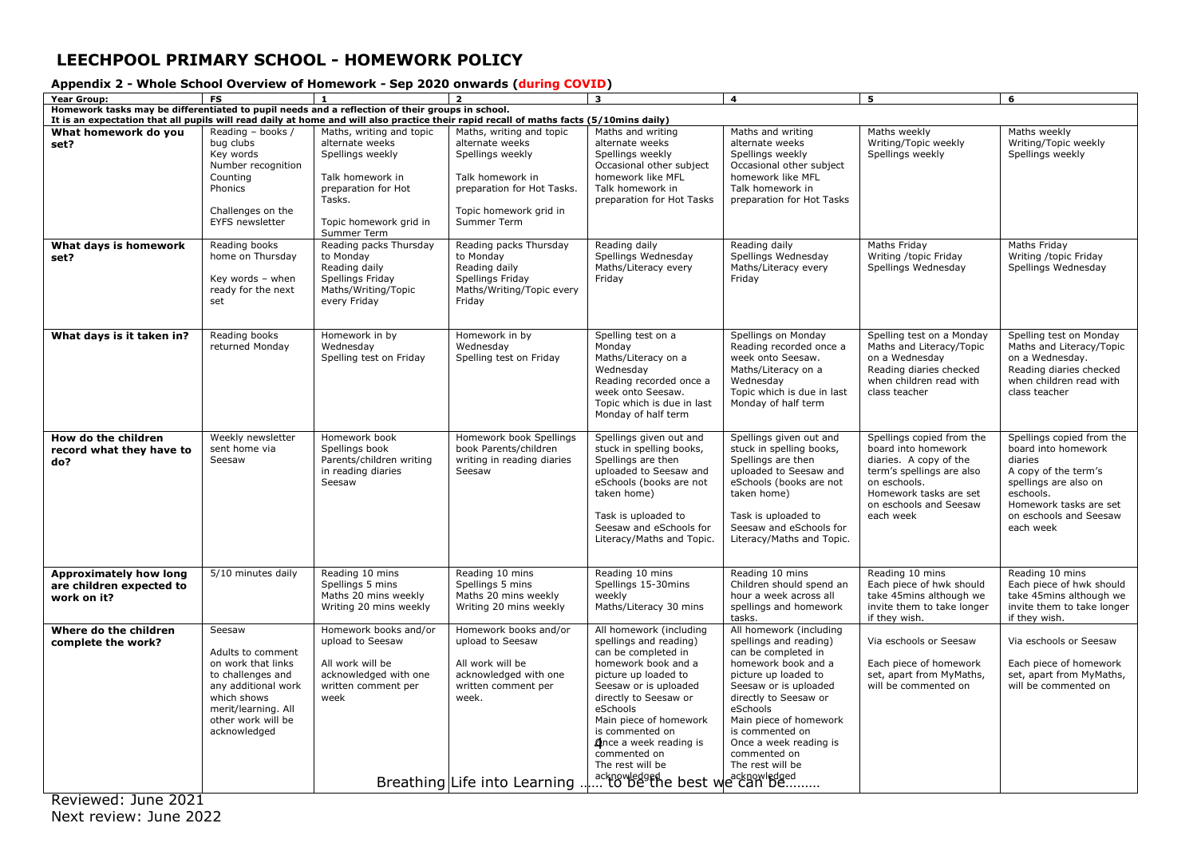# LEECHPOOL PRIMARY SCHOOL - HOMEWORK POLICY

## Appendix 2 - Whole School Overview of Homework - Sep 2020 onwards (during COVID)

| Year Group: | FS | 1 | 2 | 3 | 4 | 5 | 6 |
|---|---|---|---|---|---|---|---|
| **Homework tasks may be differentiated to pupil needs and a reflection of their groups in school. It is an expectation that all pupils will read daily at home and will also practice their rapid recall of maths facts (5/10mins daily)** | | | | | | | |
| **What homework do you set?** | Reading – books / bug clubs<br>Key words<br>Number recognition<br>Counting<br>Phonics<br><br>Challenges on the EYFS newsletter | Maths, writing and topic alternate weeks<br>Spellings weekly<br><br>Talk homework in preparation for Hot Tasks.<br><br>Topic homework grid in Summer Term | Maths, writing and topic alternate weeks<br>Spellings weekly<br><br>Talk homework in preparation for Hot Tasks.<br><br>Topic homework grid in Summer Term | Maths and writing alternate weeks<br>Spellings weekly<br>Occasional other subject homework like MFL<br>Talk homework in preparation for Hot Tasks | Maths and writing alternate weeks<br>Spellings weekly<br>Occasional other subject homework like MFL<br>Talk homework in preparation for Hot Tasks | Maths weekly<br>Writing/Topic weekly<br>Spellings weekly | Maths weekly<br>Writing/Topic weekly<br>Spellings weekly |
| **What days is homework set?** | Reading books home on Thursday<br><br>Key words – when ready for the next set | Reading packs Thursday to Monday<br>Reading daily<br>Spellings Friday<br>Maths/Writing/Topic every Friday | Reading packs Thursday to Monday<br>Reading daily<br>Spellings Friday<br>Maths/Writing/Topic every Friday | Reading daily<br>Spellings Wednesday<br>Maths/Literacy every Friday | Reading daily<br>Spellings Wednesday<br>Maths/Literacy every Friday | Maths Friday<br>Writing /topic Friday<br>Spellings Wednesday | Maths Friday<br>Writing /topic Friday<br>Spellings Wednesday |
| **What days is it taken in?** | Reading books returned Monday | Homework in by Wednesday<br>Spelling test on Friday | Homework in by Wednesday<br>Spelling test on Friday | Spelling test on a Monday<br>Maths/Literacy on a Wednesday<br>Reading recorded once a week onto Seesaw.<br>Topic which is due in last Monday of half term | Spellings on Monday<br>Reading recorded once a week onto Seesaw.<br>Maths/Literacy on a Wednesday<br>Topic which is due in last Monday of half term | Spelling test on a Monday<br>Maths and Literacy/Topic on a Wednesday<br>Reading diaries checked when children read with class teacher | Spelling test on Monday<br>Maths and Literacy/Topic on a Wednesday.<br>Reading diaries checked when children read with class teacher |
| **How do the children record what they have to do?** | Weekly newsletter sent home via Seesaw | Homework book<br>Spellings book<br>Parents/children writing in reading diaries<br>Seesaw | Homework book Spellings book Parents/children writing in reading diaries<br>Seesaw | Spellings given out and stuck in spelling books, Spellings are then uploaded to Seesaw and eSchools (books are not taken home)<br><br>Task is uploaded to Seesaw and eSchools for Literacy/Maths and Topic. | Spellings given out and stuck in spelling books, Spellings are then uploaded to Seesaw and eSchools (books are not taken home)<br><br>Task is uploaded to Seesaw and eSchools for Literacy/Maths and Topic. | Spellings copied from the board into homework diaries. A copy of the term's spellings are also on eschools.<br>Homework tasks are set on eschools and Seesaw each week | Spellings copied from the board into homework diaries<br>A copy of the term's spellings are also on eschools.<br>Homework tasks are set on eschools and Seesaw each week |
| **Approximately how long are children expected to work on it?** | 5/10 minutes daily | Reading 10 mins<br>Spellings 5 mins<br>Maths 20 mins weekly<br>Writing 20 mins weekly | Reading 10 mins<br>Spellings 5 mins<br>Maths 20 mins weekly<br>Writing 20 mins weekly | Reading 10 mins<br>Spellings 15-30mins weekly<br>Maths/Literacy 30 mins | Reading 10 mins<br>Children should spend an hour a week across all spellings and homework tasks. | Reading 10 mins<br>Each piece of hwk should take 45mins although we invite them to take longer if they wish. | Reading 10 mins<br>Each piece of hwk should take 45mins although we invite them to take longer if they wish. |
| **Where do the children complete the work?** | Seesaw<br><br>Adults to comment on work that links to challenges and any additional work which shows merit/learning. All other work will be acknowledged | Homework books and/or upload to Seesaw<br><br>All work will be acknowledged with one written comment per week | Homework books and/or upload to Seesaw<br><br>All work will be acknowledged with one written comment per week. | All homework (including spellings and reading) can be completed in homework book and a picture up loaded to Seesaw or is uploaded directly to Seesaw or eSchools<br>Main piece of homework is commented on<br>Once a week reading is commented on<br>The rest will be acknowledged | All homework (including spellings and reading) can be completed in homework book and a picture up loaded to Seesaw or is uploaded directly to Seesaw or eSchools<br>Main piece of homework is commented on<br>Once a week reading is commented on<br>The rest will be acknowledged | Via eschools or Seesaw<br><br>Each piece of homework set, apart from MyMaths, will be commented on | Via eschools or Seesaw<br><br>Each piece of homework set, apart from MyMaths, will be commented on |

Breathing Life into Learning ...... to be the best we can be.........

Reviewed: June 2021
Next review: June 2022